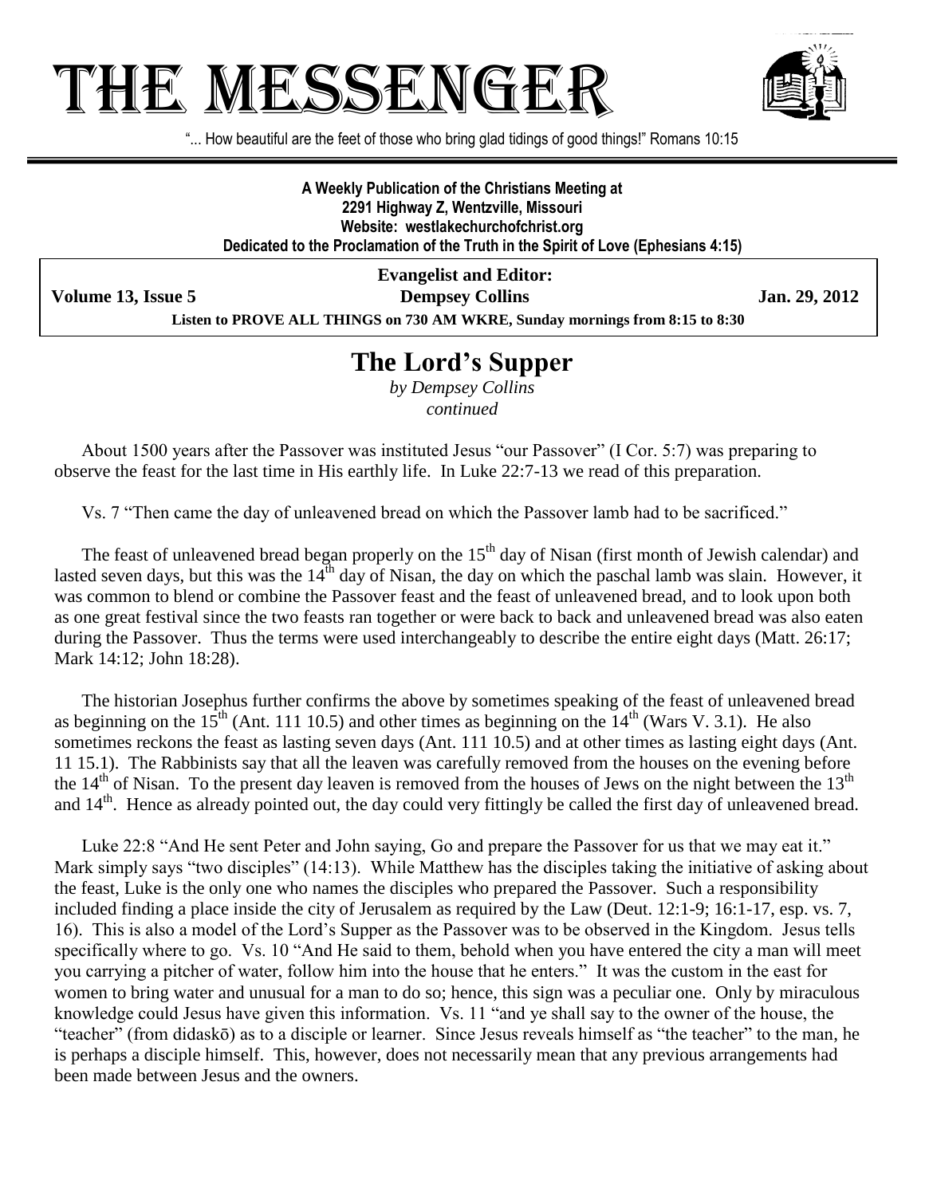# THE MESSENGER

"... How beautiful are the feet of those who bring glad tidings of good things!" Romans 10:15

**A Weekly Publication of the Christians Meeting at**
**2291 Highway Z, Wentzville, Missouri**
**Website: westlakechurchofchrist.org**
**Dedicated to the Proclamation of the Truth in the Spirit of Love (Ephesians 4:15)**

**Evangelist and Editor:**
**Dempsey Collins**

**Volume 13, Issue 5** | **Jan. 29, 2012**

**Listen to PROVE ALL THINGS on 730 AM WKRE, Sunday mornings from 8:15 to 8:30**

## The Lord's Supper

*by Dempsey Collins*
*continued*

About 1500 years after the Passover was instituted Jesus "our Passover" (I Cor. 5:7) was preparing to observe the feast for the last time in His earthly life. In Luke 22:7-13 we read of this preparation.

Vs. 7 "Then came the day of unleavened bread on which the Passover lamb had to be sacrificed."

The feast of unleavened bread began properly on the 15th day of Nisan (first month of Jewish calendar) and lasted seven days, but this was the 14th day of Nisan, the day on which the paschal lamb was slain. However, it was common to blend or combine the Passover feast and the feast of unleavened bread, and to look upon both as one great festival since the two feasts ran together or were back to back and unleavened bread was also eaten during the Passover. Thus the terms were used interchangeably to describe the entire eight days (Matt. 26:17; Mark 14:12; John 18:28).

The historian Josephus further confirms the above by sometimes speaking of the feast of unleavened bread as beginning on the 15th (Ant. 111 10.5) and other times as beginning on the 14th (Wars V. 3.1). He also sometimes reckons the feast as lasting seven days (Ant. 111 10.5) and at other times as lasting eight days (Ant. 11 15.1). The Rabbinists say that all the leaven was carefully removed from the houses on the evening before the 14th of Nisan. To the present day leaven is removed from the houses of Jews on the night between the 13th and 14th. Hence as already pointed out, the day could very fittingly be called the first day of unleavened bread.

Luke 22:8 "And He sent Peter and John saying, Go and prepare the Passover for us that we may eat it." Mark simply says "two disciples" (14:13). While Matthew has the disciples taking the initiative of asking about the feast, Luke is the only one who names the disciples who prepared the Passover. Such a responsibility included finding a place inside the city of Jerusalem as required by the Law (Deut. 12:1-9; 16:1-17, esp. vs. 7, 16). This is also a model of the Lord's Supper as the Passover was to be observed in the Kingdom. Jesus tells specifically where to go. Vs. 10 "And He said to them, behold when you have entered the city a man will meet you carrying a pitcher of water, follow him into the house that he enters." It was the custom in the east for women to bring water and unusual for a man to do so; hence, this sign was a peculiar one. Only by miraculous knowledge could Jesus have given this information. Vs. 11 "and ye shall say to the owner of the house, the "teacher" (from didaskō) as to a disciple or learner. Since Jesus reveals himself as "the teacher" to the man, he is perhaps a disciple himself. This, however, does not necessarily mean that any previous arrangements had been made between Jesus and the owners.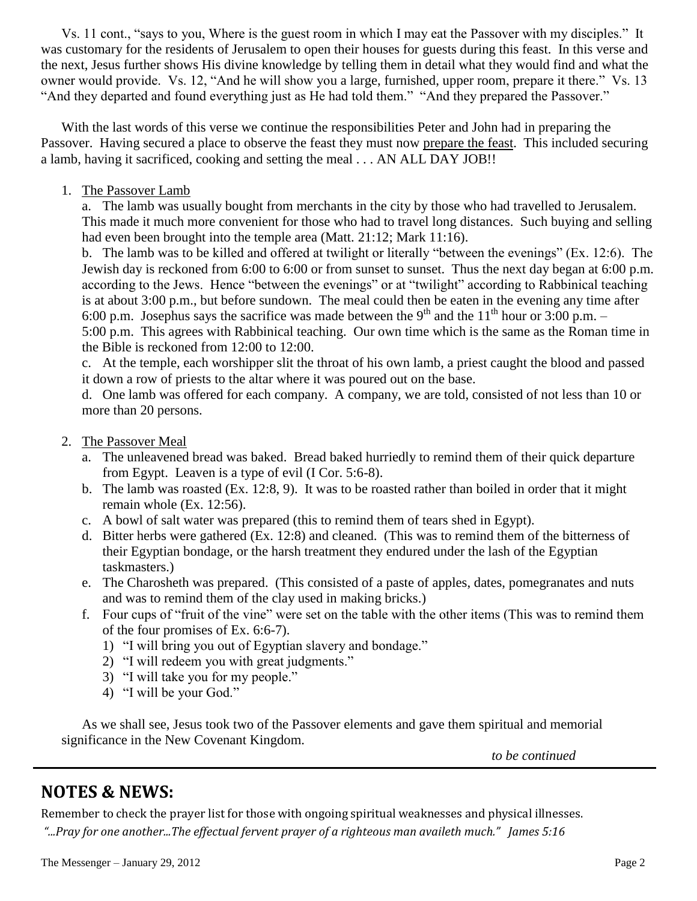Vs. 11 cont., "says to you, Where is the guest room in which I may eat the Passover with my disciples." It was customary for the residents of Jerusalem to open their houses for guests during this feast. In this verse and the next, Jesus further shows His divine knowledge by telling them in detail what they would find and what the owner would provide. Vs. 12, "And he will show you a large, furnished, upper room, prepare it there." Vs. 13 "And they departed and found everything just as He had told them." "And they prepared the Passover."

With the last words of this verse we continue the responsibilities Peter and John had in preparing the Passover. Having secured a place to observe the feast they must now prepare the feast. This included securing a lamb, having it sacrificed, cooking and setting the meal . . . AN ALL DAY JOB!!

1. The Passover Lamb

   a. The lamb was usually bought from merchants in the city by those who had travelled to Jerusalem. This made it much more convenient for those who had to travel long distances. Such buying and selling had even been brought into the temple area (Matt. 21:12; Mark 11:16).

   b. The lamb was to be killed and offered at twilight or literally "between the evenings" (Ex. 12:6). The Jewish day is reckoned from 6:00 to 6:00 or from sunset to sunset. Thus the next day began at 6:00 p.m. according to the Jews. Hence "between the evenings" or at "twilight" according to Rabbinical teaching is at about 3:00 p.m., but before sundown. The meal could then be eaten in the evening any time after 6:00 p.m. Josephus says the sacrifice was made between the 9th and the 11th hour or 3:00 p.m. – 5:00 p.m. This agrees with Rabbinical teaching. Our own time which is the same as the Roman time in the Bible is reckoned from 12:00 to 12:00.

   c. At the temple, each worshipper slit the throat of his own lamb, a priest caught the blood and passed it down a row of priests to the altar where it was poured out on the base.

   d. One lamb was offered for each company. A company, we are told, consisted of not less than 10 or more than 20 persons.

2. The Passover Meal
   a. The unleavened bread was baked. Bread baked hurriedly to remind them of their quick departure from Egypt. Leaven is a type of evil (I Cor. 5:6-8).
   b. The lamb was roasted (Ex. 12:8, 9). It was to be roasted rather than boiled in order that it might remain whole (Ex. 12:56).
   c. A bowl of salt water was prepared (this to remind them of tears shed in Egypt).
   d. Bitter herbs were gathered (Ex. 12:8) and cleaned. (This was to remind them of the bitterness of their Egyptian bondage, or the harsh treatment they endured under the lash of the Egyptian taskmasters.)
   e. The Charosheth was prepared. (This consisted of a paste of apples, dates, pomegranates and nuts and was to remind them of the clay used in making bricks.)
   f. Four cups of "fruit of the vine" were set on the table with the other items (This was to remind them of the four promises of Ex. 6:6-7).
      1) "I will bring you out of Egyptian slavery and bondage."
      2) "I will redeem you with great judgments."
      3) "I will take you for my people."
      4) "I will be your God."

As we shall see, Jesus took two of the Passover elements and gave them spiritual and memorial significance in the New Covenant Kingdom.

*to be continued*

---

## NOTES & NEWS:

Remember to check the prayer list for those with ongoing spiritual weaknesses and physical illnesses.

*"...Pray for one another...The effectual fervent prayer of a righteous man availeth much." James 5:16*